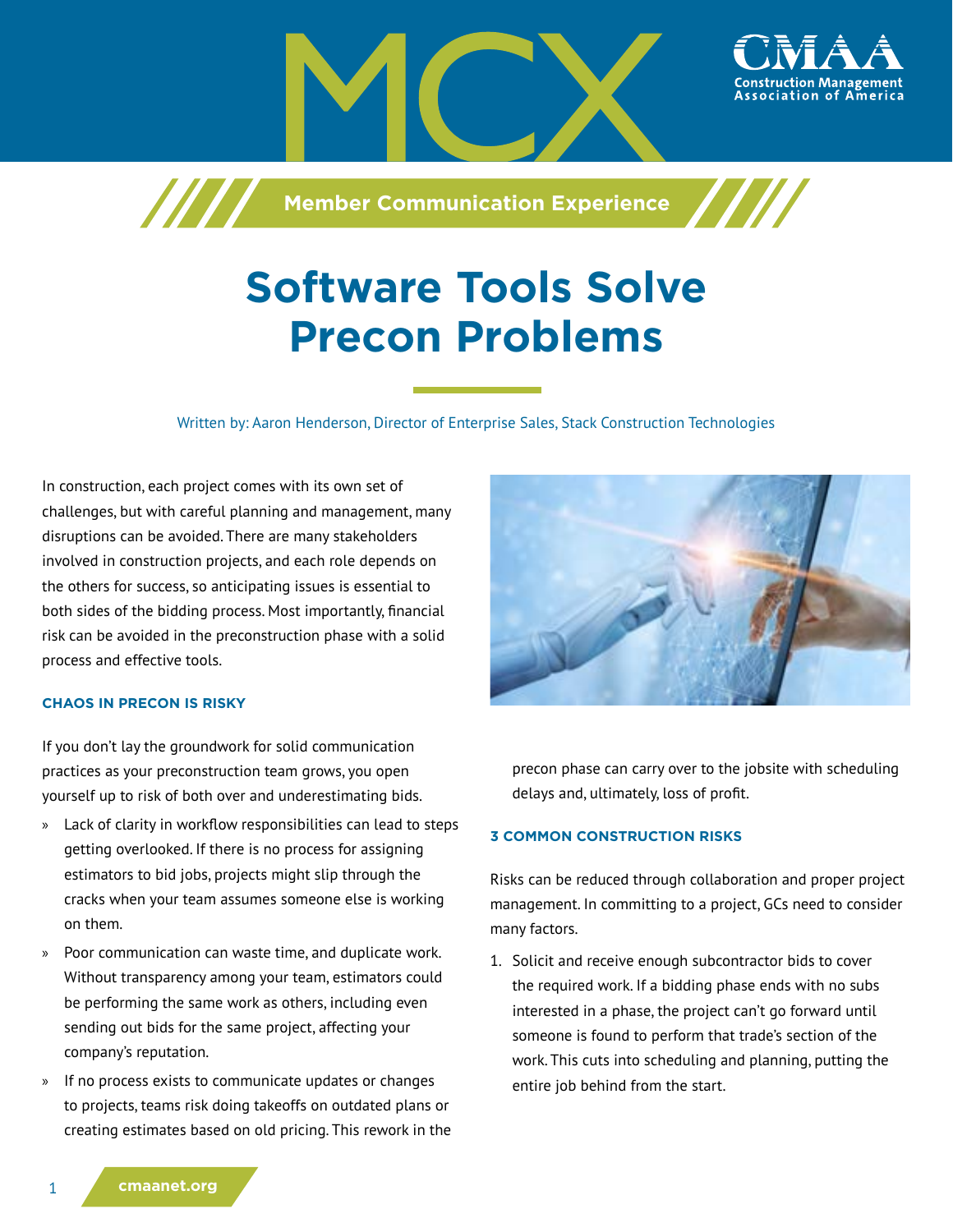# Software Tools Solve Precon Problems

Written by: Aaron Henderson, Director of Enterprise Sales, Stack Construction Technologies

In construction, each project comes with its own set of challenges, but with careful planning and management, many disruptions can be avoided. There are many stakeholders involved in construction projects, and each role depends on the others for success, so anticipating issues is essential to both sides of the bidding process. Most importantly, financial risk can be avoided in the preconstruction phase with a solid process and effective tools.

### CHAOS IN PRECON IS RISKY

If you don't lay the groundwork for solid communication practices as your preconstruction team grows, you open yourself up to risk of both over and underestimating bids.

- Lack of clarity in workflow responsibilities can lead to steps getting overlooked. If there is no process for assigning estimators to bid jobs, projects might slip through the cracks when your team assumes someone else is working on them.
- Poor communication can waste time, and duplicate work. Without transparency among your team, estimators could be performing the same work as others, including even sending out bids for the same project, affecting your company's reputation.
- If no process exists to communicate updates or changes to projects, teams risk doing takeoffs on outdated plans or creating estimates based on old pricing. This rework in the precon phase can carry over to the jobsite with scheduling delays and, ultimately, loss of profit.

### 3 COMMON CONSTRUCTION RISKS

Risks can be reduced through collaboration and proper project management. In committing to a project, GCs need to consider many factors.

1. Solicit and receive enough subcontractor bids to cover the required work. If a bidding phase ends with no subs interested in a phase, the project can't go forward until someone is found to perform that trade's section of the work. This cuts into scheduling and planning, putting the entire job behind from the start.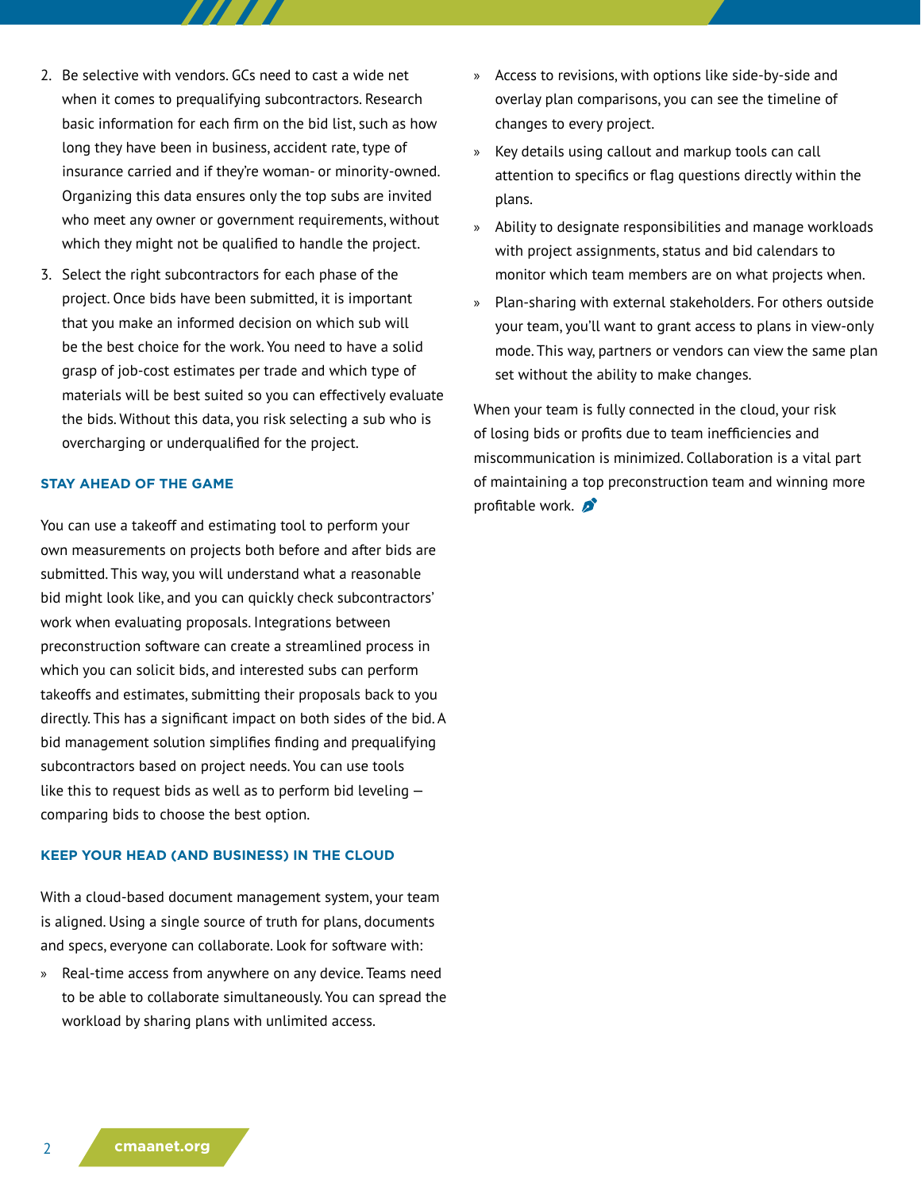2. Be selective with vendors. GCs need to cast a wide net when it comes to prequalifying subcontractors. Research basic information for each firm on the bid list, such as how long they have been in business, accident rate, type of insurance carried and if they're woman- or minority-owned. Organizing this data ensures only the top subs are invited who meet any owner or government requirements, without which they might not be qualified to handle the project.
3. Select the right subcontractors for each phase of the project. Once bids have been submitted, it is important that you make an informed decision on which sub will be the best choice for the work. You need to have a solid grasp of job-cost estimates per trade and which type of materials will be best suited so you can effectively evaluate the bids. Without this data, you risk selecting a sub who is overcharging or underqualified for the project.

### STAY AHEAD OF THE GAME

You can use a takeoff and estimating tool to perform your own measurements on projects both before and after bids are submitted. This way, you will understand what a reasonable bid might look like, and you can quickly check subcontractors' work when evaluating proposals. Integrations between preconstruction software can create a streamlined process in which you can solicit bids, and interested subs can perform takeoffs and estimates, submitting their proposals back to you directly. This has a significant impact on both sides of the bid. A bid management solution simplifies finding and prequalifying subcontractors based on project needs. You can use tools like this to request bids as well as to perform bid leveling — comparing bids to choose the best option.

### KEEP YOUR HEAD (AND BUSINESS) IN THE CLOUD

With a cloud-based document management system, your team is aligned. Using a single source of truth for plans, documents and specs, everyone can collaborate. Look for software with:

- Real-time access from anywhere on any device. Teams need to be able to collaborate simultaneously. You can spread the workload by sharing plans with unlimited access.
- Access to revisions, with options like side-by-side and overlay plan comparisons, you can see the timeline of changes to every project.
- Key details using callout and markup tools can call attention to specifics or flag questions directly within the plans.
- Ability to designate responsibilities and manage workloads with project assignments, status and bid calendars to monitor which team members are on what projects when.
- Plan-sharing with external stakeholders. For others outside your team, you'll want to grant access to plans in view-only mode. This way, partners or vendors can view the same plan set without the ability to make changes.

When your team is fully connected in the cloud, your risk of losing bids or profits due to team inefficiencies and miscommunication is minimized. Collaboration is a vital part of maintaining a top preconstruction team and winning more profitable work.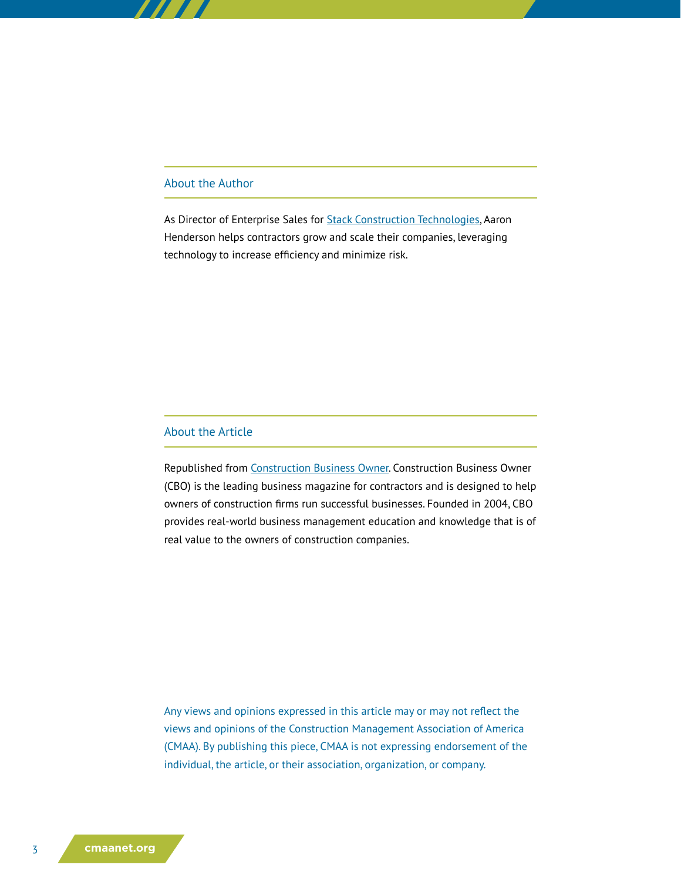## About the Author

As Director of Enterprise Sales for Stack Construction Technologies, Aaron Henderson helps contractors grow and scale their companies, leveraging technology to increase efficiency and minimize risk.

## About the Article

Republished from Construction Business Owner. Construction Business Owner (CBO) is the leading business magazine for contractors and is designed to help owners of construction firms run successful businesses. Founded in 2004, CBO provides real-world business management education and knowledge that is of real value to the owners of construction companies.

Any views and opinions expressed in this article may or may not reflect the views and opinions of the Construction Management Association of America (CMAA). By publishing this piece, CMAA is not expressing endorsement of the individual, the article, or their association, organization, or company.